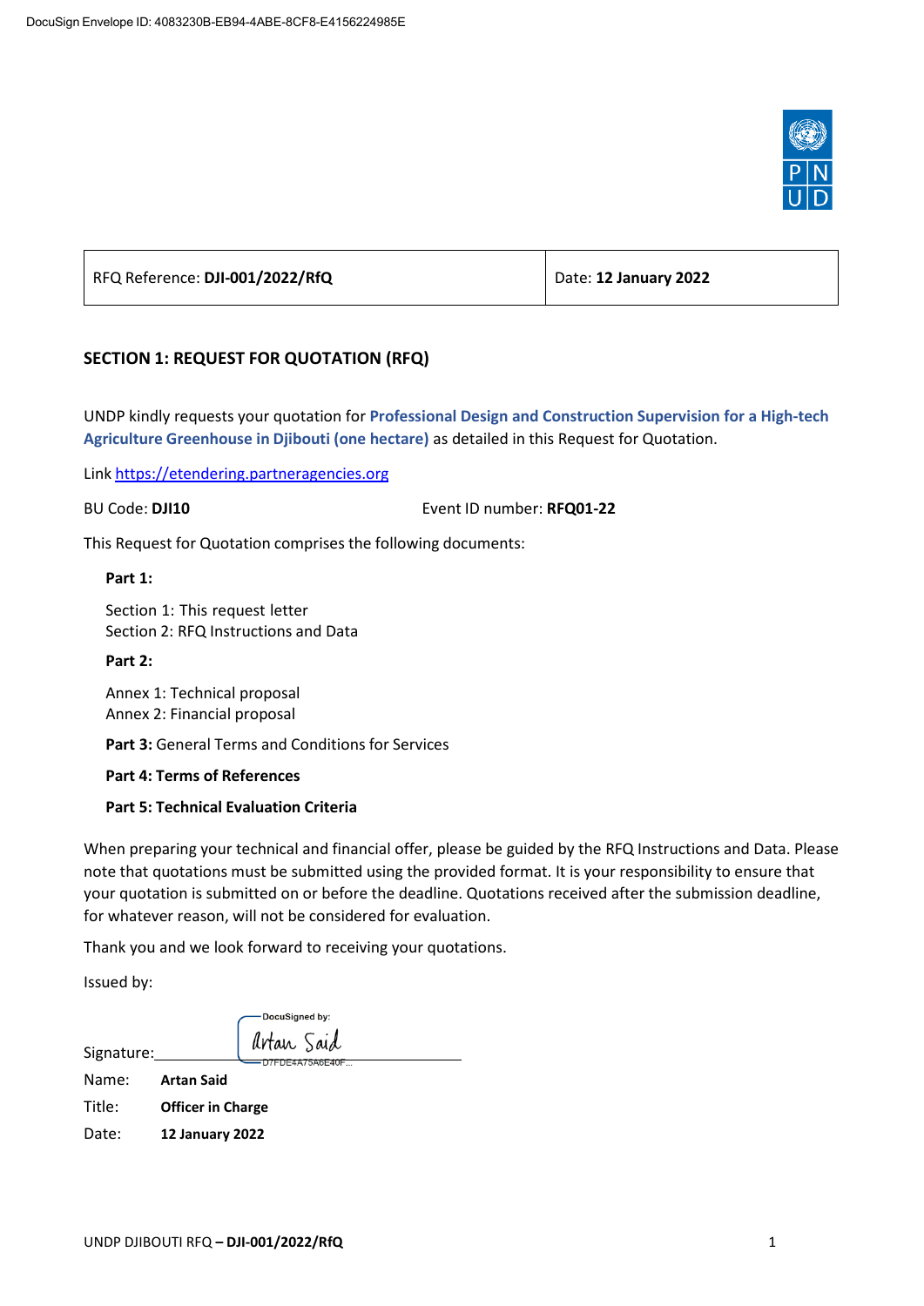DocuSign Envelope ID: 4083230B-EB94-4ABE-8CF8-E4156224985E

| RFQ Reference: **DJI-001/2022/RfQ** | Date: **12 January 2022** |
|---|---|

## SECTION 1: REQUEST FOR QUOTATION (RFQ)

UNDP kindly requests your quotation for **Professional Design and Construction Supervision for a High-tech Agriculture Greenhouse in Djibouti (one hectare)** as detailed in this Request for Quotation.

Link https://etendering.partneragencies.org

BU Code: **DJI10** Event ID number: **RFQ01-22**

This Request for Quotation comprises the following documents:

**Part 1:**

Section 1: This request letter
Section 2: RFQ Instructions and Data

**Part 2:**

Annex 1: Technical proposal
Annex 2: Financial proposal

**Part 3:** General Terms and Conditions for Services

**Part 4: Terms of References**

**Part 5: Technical Evaluation Criteria**

When preparing your technical and financial offer, please be guided by the RFQ Instructions and Data. Please note that quotations must be submitted using the provided format. It is your responsibility to ensure that your quotation is submitted on or before the deadline. Quotations received after the submission deadline, for whatever reason, will not be considered for evaluation.

Thank you and we look forward to receiving your quotations.

Issued by:

Signature: DocuSigned by: Artan Said D7FDE4A75A6E40F...

Name: **Artan Said**

Title: **Officer in Charge**

Date: **12 January 2022**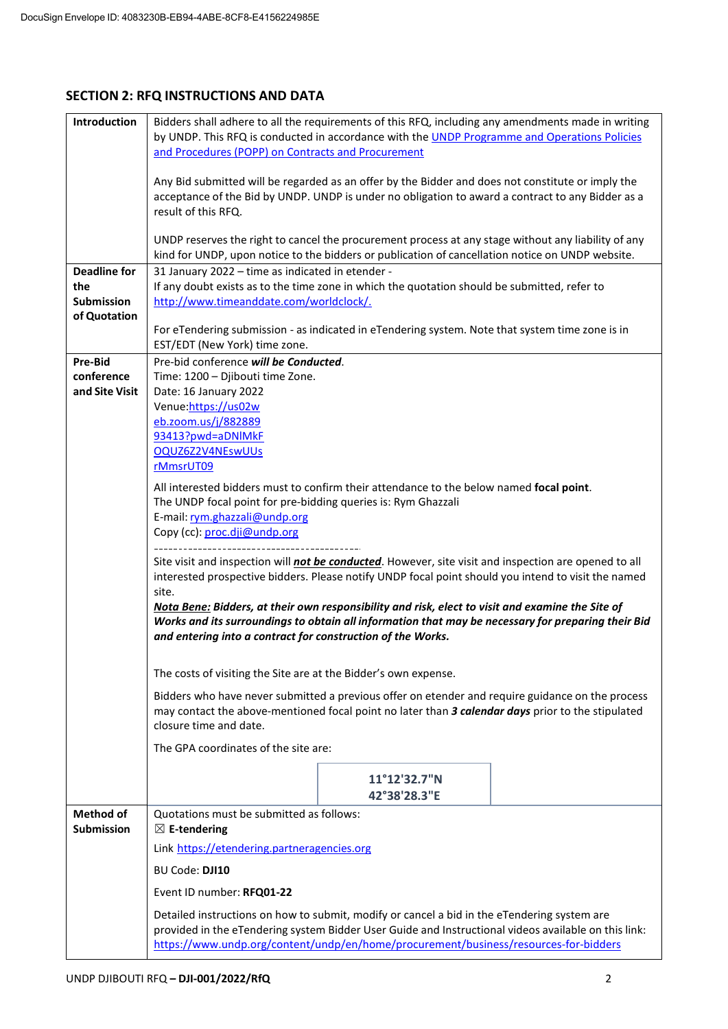## SECTION 2: RFQ INSTRUCTIONS AND DATA

| | |
|---|---|
| **Introduction** | Bidders shall adhere to all the requirements of this RFQ, including any amendments made in writing by UNDP. This RFQ is conducted in accordance with the UNDP Programme and Operations Policies and Procedures (POPP) on Contracts and Procurement<br><br>Any Bid submitted will be regarded as an offer by the Bidder and does not constitute or imply the acceptance of the Bid by UNDP. UNDP is under no obligation to award a contract to any Bidder as a result of this RFQ.<br><br>UNDP reserves the right to cancel the procurement process at any stage without any liability of any kind for UNDP, upon notice to the bidders or publication of cancellation notice on UNDP website. |
| **Deadline for the Submission of Quotation** | 31 January 2022 – time as indicated in etender -<br>If any doubt exists as to the time zone in which the quotation should be submitted, refer to http://www.timeanddate.com/worldclock/.<br><br>For eTendering submission - as indicated in eTendering system. Note that system time zone is in EST/EDT (New York) time zone. |
| **Pre-Bid conference and Site Visit** | Pre-bid conference ***will be Conducted***.<br>Time: 1200 – Djibouti time Zone.<br>Date: 16 January 2022<br>Venue: https://us02web.zoom.us/j/88288993413?pwd=aDNlMkFOQUZ6Z2V4NEswUUsrMmsrUT09<br><br>All interested bidders must to confirm their attendance to the below named **focal point**.<br>The UNDP focal point for pre-bidding queries is: Rym Ghazzali<br>E-mail: rym.ghazzali@undp.org<br>Copy (cc): proc.dji@undp.org<br>-------------------------------------------<br>Site visit and inspection will ***not be conducted***. However, site visit and inspection are opened to all interested prospective bidders. Please notify UNDP focal point should you intend to visit the named site.<br>***Nota Bene:* Bidders, at their own responsibility and risk, elect to visit and examine the Site of Works and its surroundings to obtain all information that may be necessary for preparing their Bid and entering into a contract for construction of the Works.**<br><br>The costs of visiting the Site are at the Bidder's own expense.<br><br>Bidders who have never submitted a previous offer on etender and require guidance on the process may contact the above-mentioned focal point no later than ***3 calendar days*** prior to the stipulated closure time and date.<br><br>The GPA coordinates of the site are:<br><br>11°12'32.7"N<br>42°38'28.3"E |
| **Method of Submission** | Quotations must be submitted as follows:<br>☒ **E-tendering**<br>Link https://etendering.partneragencies.org<br><br>BU Code: **DJI10**<br><br>Event ID number: **RFQ01-22**<br><br>Detailed instructions on how to submit, modify or cancel a bid in the eTendering system are provided in the eTendering system Bidder User Guide and Instructional videos available on this link: https://www.undp.org/content/undp/en/home/procurement/business/resources-for-bidders |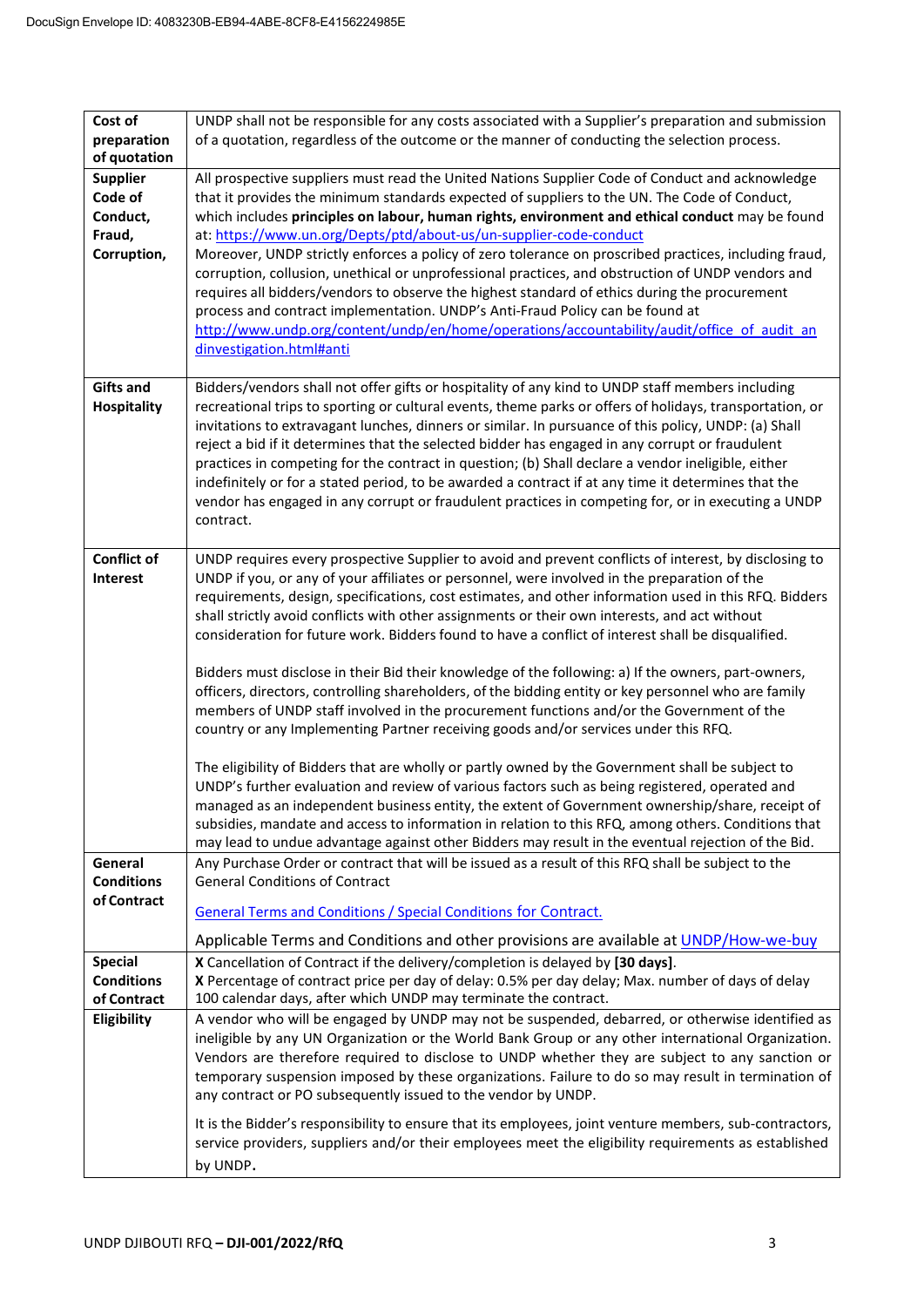| | |
|---|---|
| **Cost of preparation of quotation** | UNDP shall not be responsible for any costs associated with a Supplier's preparation and submission of a quotation, regardless of the outcome or the manner of conducting the selection process. |
| **Supplier Code of Conduct, Fraud, Corruption,** | All prospective suppliers must read the United Nations Supplier Code of Conduct and acknowledge that it provides the minimum standards expected of suppliers to the UN. The Code of Conduct, which includes **principles on labour, human rights, environment and ethical conduct** may be found at: [https://www.un.org/Depts/ptd/about-us/un-supplier-code-conduct](https://www.un.org/Depts/ptd/about-us/un-supplier-code-conduct)<br>Moreover, UNDP strictly enforces a policy of zero tolerance on proscribed practices, including fraud, corruption, collusion, unethical or unprofessional practices, and obstruction of UNDP vendors and requires all bidders/vendors to observe the highest standard of ethics during the procurement process and contract implementation. UNDP's Anti-Fraud Policy can be found at [http://www.undp.org/content/undp/en/home/operations/accountability/audit/office_of_audit_andinvestigation.html#anti](http://www.undp.org/content/undp/en/home/operations/accountability/audit/office_of_audit_andinvestigation.html#anti) |
| **Gifts and Hospitality** | Bidders/vendors shall not offer gifts or hospitality of any kind to UNDP staff members including recreational trips to sporting or cultural events, theme parks or offers of holidays, transportation, or invitations to extravagant lunches, dinners or similar. In pursuance of this policy, UNDP: (a) Shall reject a bid if it determines that the selected bidder has engaged in any corrupt or fraudulent practices in competing for the contract in question; (b) Shall declare a vendor ineligible, either indefinitely or for a stated period, to be awarded a contract if at any time it determines that the vendor has engaged in any corrupt or fraudulent practices in competing for, or in executing a UNDP contract. |
| **Conflict of Interest** | UNDP requires every prospective Supplier to avoid and prevent conflicts of interest, by disclosing to UNDP if you, or any of your affiliates or personnel, were involved in the preparation of the requirements, design, specifications, cost estimates, and other information used in this RFQ. Bidders shall strictly avoid conflicts with other assignments or their own interests, and act without consideration for future work. Bidders found to have a conflict of interest shall be disqualified.<br><br>Bidders must disclose in their Bid their knowledge of the following: a) If the owners, part-owners, officers, directors, controlling shareholders, of the bidding entity or key personnel who are family members of UNDP staff involved in the procurement functions and/or the Government of the country or any Implementing Partner receiving goods and/or services under this RFQ.<br><br>The eligibility of Bidders that are wholly or partly owned by the Government shall be subject to UNDP's further evaluation and review of various factors such as being registered, operated and managed as an independent business entity, the extent of Government ownership/share, receipt of subsidies, mandate and access to information in relation to this RFQ, among others. Conditions that may lead to undue advantage against other Bidders may result in the eventual rejection of the Bid. |
| **General Conditions of Contract** | Any Purchase Order or contract that will be issued as a result of this RFQ shall be subject to the General Conditions of Contract<br><br>General Terms and Conditions / Special Conditions for Contract.<br><br>Applicable Terms and Conditions and other provisions are available at UNDP/How-we-buy |
| **Special Conditions of Contract** | **X** Cancellation of Contract if the delivery/completion is delayed by **[30 days]**.<br>**X** Percentage of contract price per day of delay: 0.5% per day delay; Max. number of days of delay 100 calendar days, after which UNDP may terminate the contract. |
| **Eligibility** | A vendor who will be engaged by UNDP may not be suspended, debarred, or otherwise identified as ineligible by any UN Organization or the World Bank Group or any other international Organization. Vendors are therefore required to disclose to UNDP whether they are subject to any sanction or temporary suspension imposed by these organizations. Failure to do so may result in termination of any contract or PO subsequently issued to the vendor by UNDP.<br><br>It is the Bidder's responsibility to ensure that its employees, joint venture members, sub-contractors, service providers, suppliers and/or their employees meet the eligibility requirements as established by UNDP. |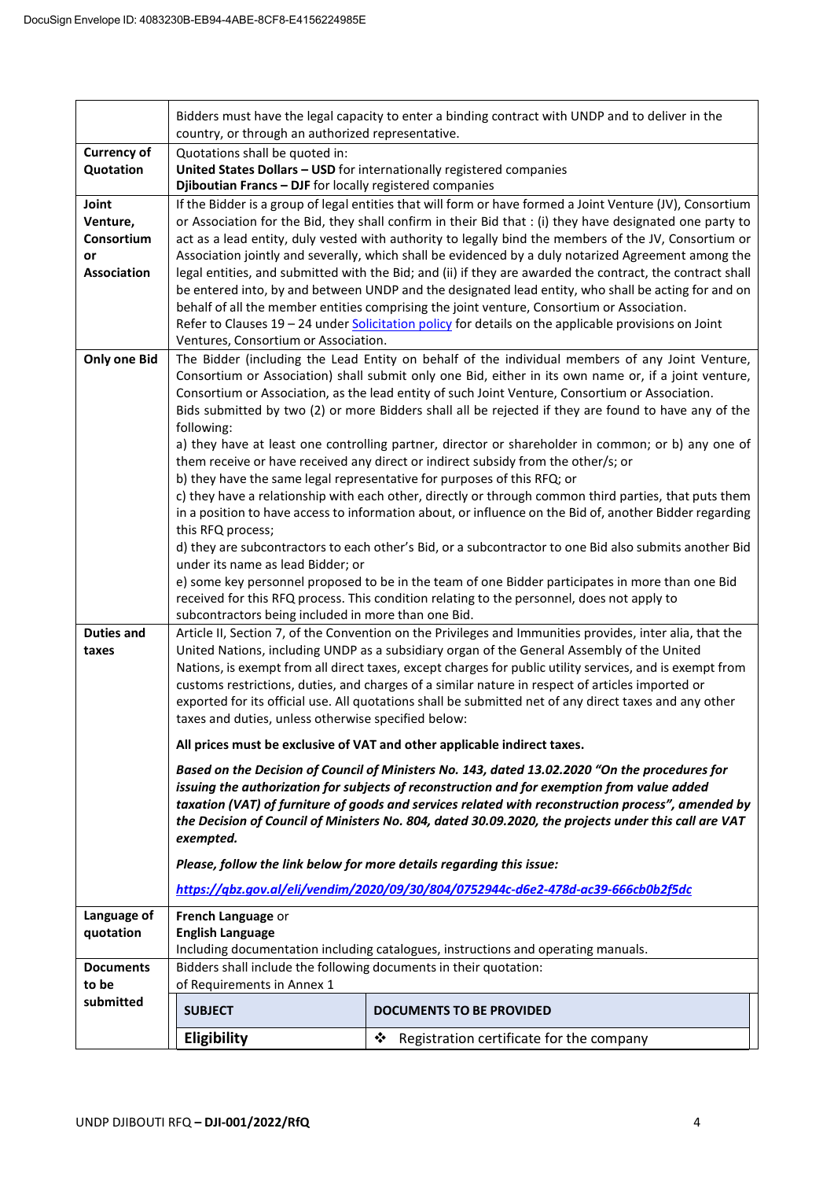| | |
|---|---|
| | Bidders must have the legal capacity to enter a binding contract with UNDP and to deliver in the country, or through an authorized representative. |
| **Currency of Quotation** | Quotations shall be quoted in:<br>**United States Dollars – USD** for internationally registered companies<br>**Djiboutian Francs – DJF** for locally registered companies |
| **Joint Venture, Consortium or Association** | If the Bidder is a group of legal entities that will form or have formed a Joint Venture (JV), Consortium or Association for the Bid, they shall confirm in their Bid that : (i) they have designated one party to act as a lead entity, duly vested with authority to legally bind the members of the JV, Consortium or Association jointly and severally, which shall be evidenced by a duly notarized Agreement among the legal entities, and submitted with the Bid; and (ii) if they are awarded the contract, the contract shall be entered into, by and between UNDP and the designated lead entity, who shall be acting for and on behalf of all the member entities comprising the joint venture, Consortium or Association.<br>Refer to Clauses 19 – 24 under Solicitation policy for details on the applicable provisions on Joint Ventures, Consortium or Association. |
| **Only one Bid** | The Bidder (including the Lead Entity on behalf of the individual members of any Joint Venture, Consortium or Association) shall submit only one Bid, either in its own name or, if a joint venture, Consortium or Association, as the lead entity of such Joint Venture, Consortium or Association.<br>Bids submitted by two (2) or more Bidders shall all be rejected if they are found to have any of the following:<br>a) they have at least one controlling partner, director or shareholder in common; or b) any one of them receive or have received any direct or indirect subsidy from the other/s; or<br>b) they have the same legal representative for purposes of this RFQ; or<br>c) they have a relationship with each other, directly or through common third parties, that puts them in a position to have access to information about, or influence on the Bid of, another Bidder regarding this RFQ process;<br>d) they are subcontractors to each other's Bid, or a subcontractor to one Bid also submits another Bid under its name as lead Bidder; or<br>e) some key personnel proposed to be in the team of one Bidder participates in more than one Bid received for this RFQ process. This condition relating to the personnel, does not apply to subcontractors being included in more than one Bid. |
| **Duties and taxes** | Article II, Section 7, of the Convention on the Privileges and Immunities provides, inter alia, that the United Nations, including UNDP as a subsidiary organ of the General Assembly of the United Nations, is exempt from all direct taxes, except charges for public utility services, and is exempt from customs restrictions, duties, and charges of a similar nature in respect of articles imported or exported for its official use. All quotations shall be submitted net of any direct taxes and any other taxes and duties, unless otherwise specified below:<br><br>**All prices must be exclusive of VAT and other applicable indirect taxes.**<br><br>***Based on the Decision of Council of Ministers No. 143, dated 13.02.2020 "On the procedures for issuing the authorization for subjects of reconstruction and for exemption from value added taxation (VAT) of furniture of goods and services related with reconstruction process", amended by the Decision of Council of Ministers No. 804, dated 30.09.2020, the projects under this call are VAT exempted.***<br><br>***Please, follow the link below for more details regarding this issue:***<br><br>***https://qbz.gov.al/eli/vendim/2020/09/30/804/0752944c-d6e2-478d-ac39-666cb0b2f5dc*** |
| **Language of quotation** | **French Language** or<br>**English Language**<br>Including documentation including catalogues, instructions and operating manuals. |
| **Documents to be submitted** | Bidders shall include the following documents in their quotation:<br>of Requirements in Annex 1<br><br>**SUBJECT** — **DOCUMENTS TO BE PROVIDED**<br>**Eligibility** — ❖ Registration certificate for the company |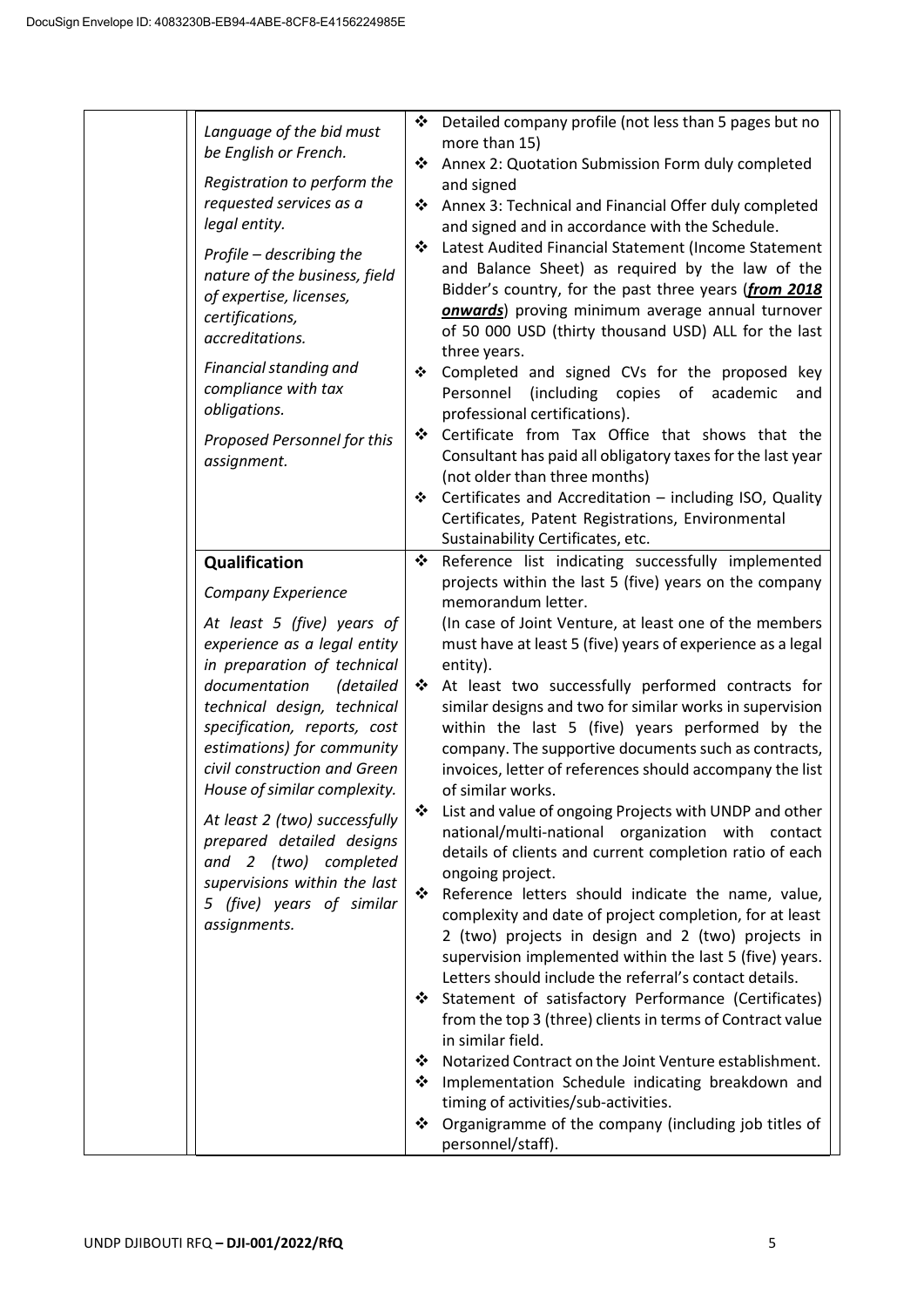| | | |
|---|---|---|
| | *Language of the bid must be English or French.*<br><br>*Registration to perform the requested services as a legal entity.*<br><br>*Profile – describing the nature of the business, field of expertise, licenses, certifications, accreditations.*<br><br>*Financial standing and compliance with tax obligations.*<br><br>*Proposed Personnel for this assignment.* | ❖ Detailed company profile (not less than 5 pages but no more than 15)<br>❖ Annex 2: Quotation Submission Form duly completed and signed<br>❖ Annex 3: Technical and Financial Offer duly completed and signed and in accordance with the Schedule.<br>❖ Latest Audited Financial Statement (Income Statement and Balance Sheet) as required by the law of the Bidder's country, for the past three years (***from 2018 onwards***) proving minimum average annual turnover of 50 000 USD (thirty thousand USD) ALL for the last three years.<br>❖ Completed and signed CVs for the proposed key Personnel (including copies of academic and professional certifications).<br>❖ Certificate from Tax Office that shows that the Consultant has paid all obligatory taxes for the last year (not older than three months)<br>❖ Certificates and Accreditation – including ISO, Quality Certificates, Patent Registrations, Environmental Sustainability Certificates, etc. |
| | **Qualification**<br><br>*Company Experience*<br><br>*At least 5 (five) years of experience as a legal entity in preparation of technical documentation (detailed technical design, technical specification, reports, cost estimations) for community civil construction and Green House of similar complexity.*<br><br>*At least 2 (two) successfully prepared detailed designs and 2 (two) completed supervisions within the last 5 (five) years of similar assignments.* | ❖ Reference list indicating successfully implemented projects within the last 5 (five) years on the company memorandum letter.<br>(In case of Joint Venture, at least one of the members must have at least 5 (five) years of experience as a legal entity).<br>❖ At least two successfully performed contracts for similar designs and two for similar works in supervision within the last 5 (five) years performed by the company. The supportive documents such as contracts, invoices, letter of references should accompany the list of similar works.<br>❖ List and value of ongoing Projects with UNDP and other national/multi-national organization with contact details of clients and current completion ratio of each ongoing project.<br>❖ Reference letters should indicate the name, value, complexity and date of project completion, for at least 2 (two) projects in design and 2 (two) projects in supervision implemented within the last 5 (five) years. Letters should include the referral's contact details.<br>❖ Statement of satisfactory Performance (Certificates) from the top 3 (three) clients in terms of Contract value in similar field.<br>❖ Notarized Contract on the Joint Venture establishment.<br>❖ Implementation Schedule indicating breakdown and timing of activities/sub-activities.<br>❖ Organigramme of the company (including job titles of personnel/staff). |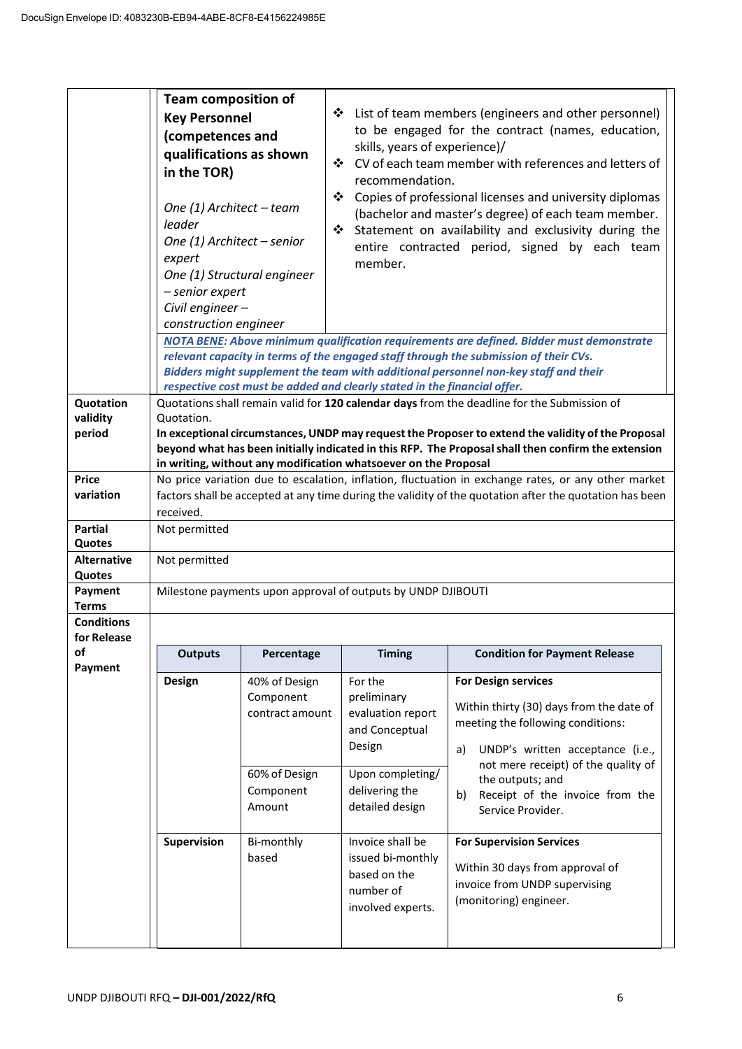DocuSign Envelope ID: 4083230B-EB94-4ABE-8CF8-E4156224985E

| | |
|---|---|
| | **Team composition of Key Personnel (competences and qualifications as shown in the TOR)**<br><br>*One (1) Architect – team leader*<br>*One (1) Architect – senior expert*<br>*One (1) Structural engineer – senior expert*<br>*Civil engineer – construction engineer*<br><br>❖ List of team members (engineers and other personnel) to be engaged for the contract (names, education, skills, years of experience)/<br>❖ CV of each team member with references and letters of recommendation.<br>❖ Copies of professional licenses and university diplomas (bachelor and master's degree) of each team member.<br>❖ Statement on availability and exclusivity during the entire contracted period, signed by each team member.<br><br>***NOTA BENE*: *Above minimum qualification requirements are defined. Bidder must demonstrate relevant capacity in terms of the engaged staff through the submission of their CVs. Bidders might supplement the team with additional personnel non-key staff and their respective cost must be added and clearly stated in the financial offer.*** |
| **Quotation validity period** | Quotations shall remain valid for **120 calendar days** from the deadline for the Submission of Quotation.<br>**In exceptional circumstances, UNDP may request the Proposer to extend the validity of the Proposal beyond what has been initially indicated in this RFP. The Proposal shall then confirm the extension in writing, without any modification whatsoever on the Proposal** |
| **Price variation** | No price variation due to escalation, inflation, fluctuation in exchange rates, or any other market factors shall be accepted at any time during the validity of the quotation after the quotation has been received. |
| **Partial Quotes** | Not permitted |
| **Alternative Quotes** | Not permitted |
| **Payment Terms** | Milestone payments upon approval of outputs by UNDP DJIBOUTI |
| **Conditions for Release of Payment** | (see table below) |

| Outputs | Percentage | Timing | Condition for Payment Release |
|---|---|---|---|
| **Design** | 40% of Design Component contract amount | For the preliminary evaluation report and Conceptual Design | **For Design services**<br>Within thirty (30) days from the date of meeting the following conditions:<br>a) UNDP's written acceptance (i.e., not mere receipt) of the quality of the outputs; and<br>b) Receipt of the invoice from the Service Provider. |
| | 60% of Design Component Amount | Upon completing/ delivering the detailed design | |
| **Supervision** | Bi-monthly based | Invoice shall be issued bi-monthly based on the number of involved experts. | **For Supervision Services**<br>Within 30 days from approval of invoice from UNDP supervising (monitoring) engineer. |

UNDP DJIBOUTI RFQ **– DJI-001/2022/RfQ**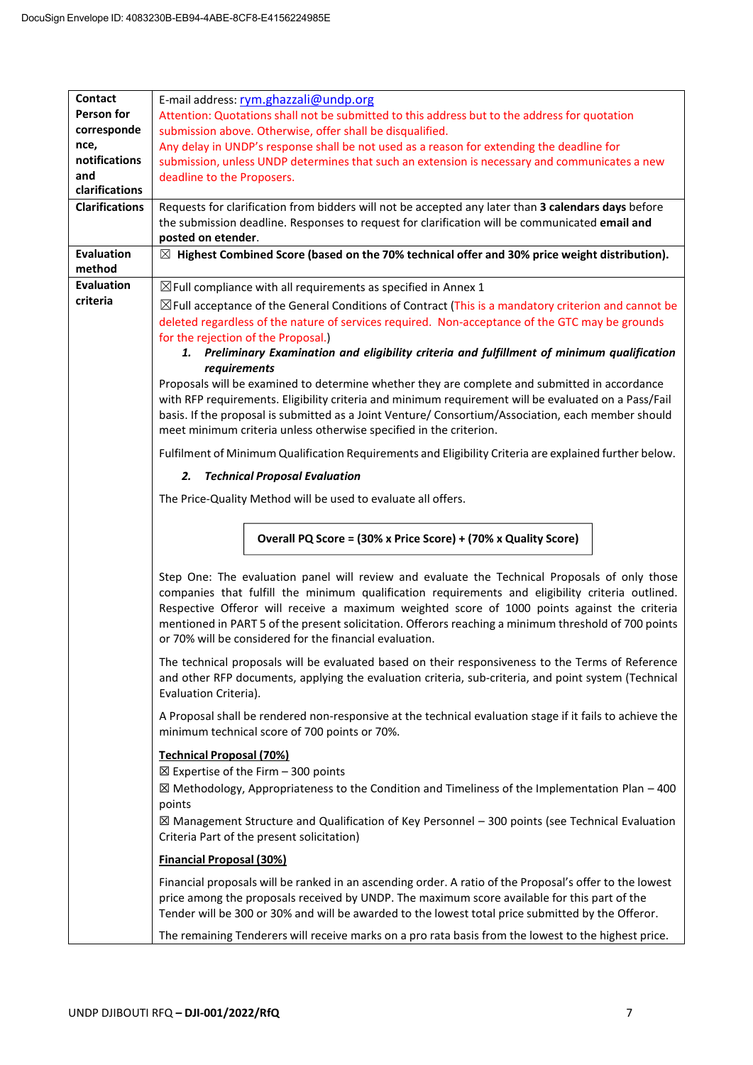| | |
|---|---|
| **Contact Person for correspondence, notifications and clarifications** | E-mail address: rym.ghazzali@undp.org<br>Attention: Quotations shall not be submitted to this address but to the address for quotation submission above. Otherwise, offer shall be disqualified.<br>Any delay in UNDP's response shall be not used as a reason for extending the deadline for submission, unless UNDP determines that such an extension is necessary and communicates a new deadline to the Proposers. |
| **Clarifications** | Requests for clarification from bidders will not be accepted any later than **3 calendars days** before the submission deadline. Responses to request for clarification will be communicated **email and posted on etender**. |
| **Evaluation method** | ☒ **Highest Combined Score (based on the 70% technical offer and 30% price weight distribution).** |
| **Evaluation criteria** | ☒Full compliance with all requirements as specified in Annex 1<br>☒Full acceptance of the General Conditions of Contract (This is a mandatory criterion and cannot be deleted regardless of the nature of services required. Non-acceptance of the GTC may be grounds for the rejection of the Proposal.)<br>***1. Preliminary Examination and eligibility criteria and fulfillment of minimum qualification requirements***<br>Proposals will be examined to determine whether they are complete and submitted in accordance with RFP requirements. Eligibility criteria and minimum requirement will be evaluated on a Pass/Fail basis. If the proposal is submitted as a Joint Venture/ Consortium/Association, each member should meet minimum criteria unless otherwise specified in the criterion.<br><br>Fulfilment of Minimum Qualification Requirements and Eligibility Criteria are explained further below.<br><br>***2. Technical Proposal Evaluation***<br><br>The Price-Quality Method will be used to evaluate all offers.<br><br>**Overall PQ Score = (30% x Price Score) + (70% x Quality Score)**<br><br>Step One: The evaluation panel will review and evaluate the Technical Proposals of only those companies that fulfill the minimum qualification requirements and eligibility criteria outlined. Respective Offeror will receive a maximum weighted score of 1000 points against the criteria mentioned in PART 5 of the present solicitation. Offerors reaching a minimum threshold of 700 points or 70% will be considered for the financial evaluation.<br><br>The technical proposals will be evaluated based on their responsiveness to the Terms of Reference and other RFP documents, applying the evaluation criteria, sub-criteria, and point system (Technical Evaluation Criteria).<br><br>A Proposal shall be rendered non-responsive at the technical evaluation stage if it fails to achieve the minimum technical score of 700 points or 70%.<br><br>**<u>Technical Proposal (70%)</u>**<br>☒ Expertise of the Firm – 300 points<br>☒ Methodology, Appropriateness to the Condition and Timeliness of the Implementation Plan – 400 points<br>☒ Management Structure and Qualification of Key Personnel – 300 points (see Technical Evaluation Criteria Part of the present solicitation)<br><br>**<u>Financial Proposal (30%)</u>**<br><br>Financial proposals will be ranked in an ascending order. A ratio of the Proposal's offer to the lowest price among the proposals received by UNDP. The maximum score available for this part of the Tender will be 300 or 30% and will be awarded to the lowest total price submitted by the Offeror.<br><br>The remaining Tenderers will receive marks on a pro rata basis from the lowest to the highest price. |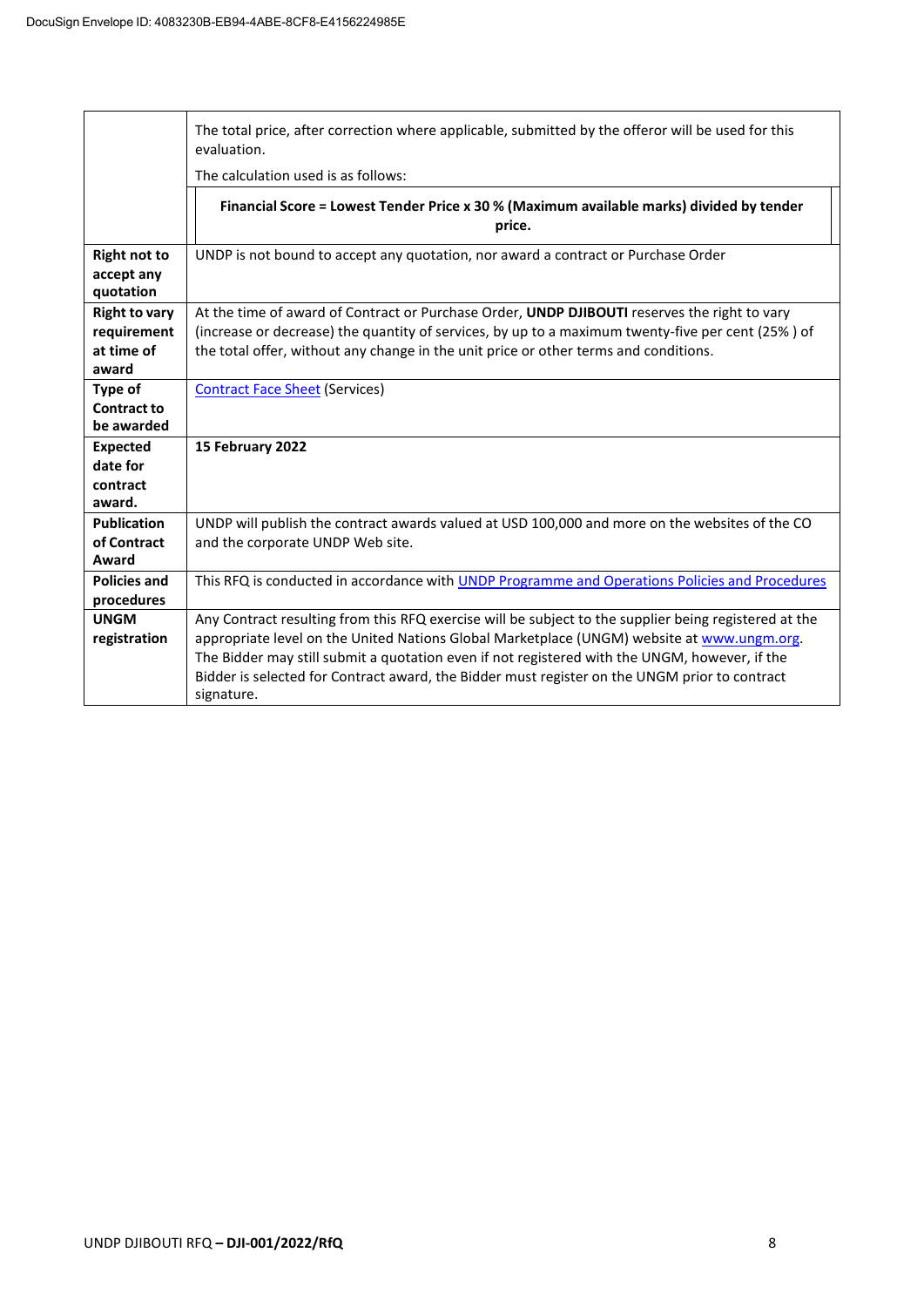| | |
|---|---|
| | The total price, after correction where applicable, submitted by the offeror will be used for this evaluation.<br>The calculation used is as follows:<br>**Financial Score = Lowest Tender Price x 30 % (Maximum available marks) divided by tender price.** |
| **Right not to accept any quotation** | UNDP is not bound to accept any quotation, nor award a contract or Purchase Order |
| **Right to vary requirement at time of award** | At the time of award of Contract or Purchase Order, **UNDP DJIBOUTI** reserves the right to vary (increase or decrease) the quantity of services, by up to a maximum twenty-five per cent (25% ) of the total offer, without any change in the unit price or other terms and conditions. |
| **Type of Contract to be awarded** | Contract Face Sheet (Services) |
| **Expected date for contract award.** | **15 February 2022** |
| **Publication of Contract Award** | UNDP will publish the contract awards valued at USD 100,000 and more on the websites of the CO and the corporate UNDP Web site. |
| **Policies and procedures** | This RFQ is conducted in accordance with UNDP Programme and Operations Policies and Procedures |
| **UNGM registration** | Any Contract resulting from this RFQ exercise will be subject to the supplier being registered at the appropriate level on the United Nations Global Marketplace (UNGM) website at www.ungm.org. The Bidder may still submit a quotation even if not registered with the UNGM, however, if the Bidder is selected for Contract award, the Bidder must register on the UNGM prior to contract signature. |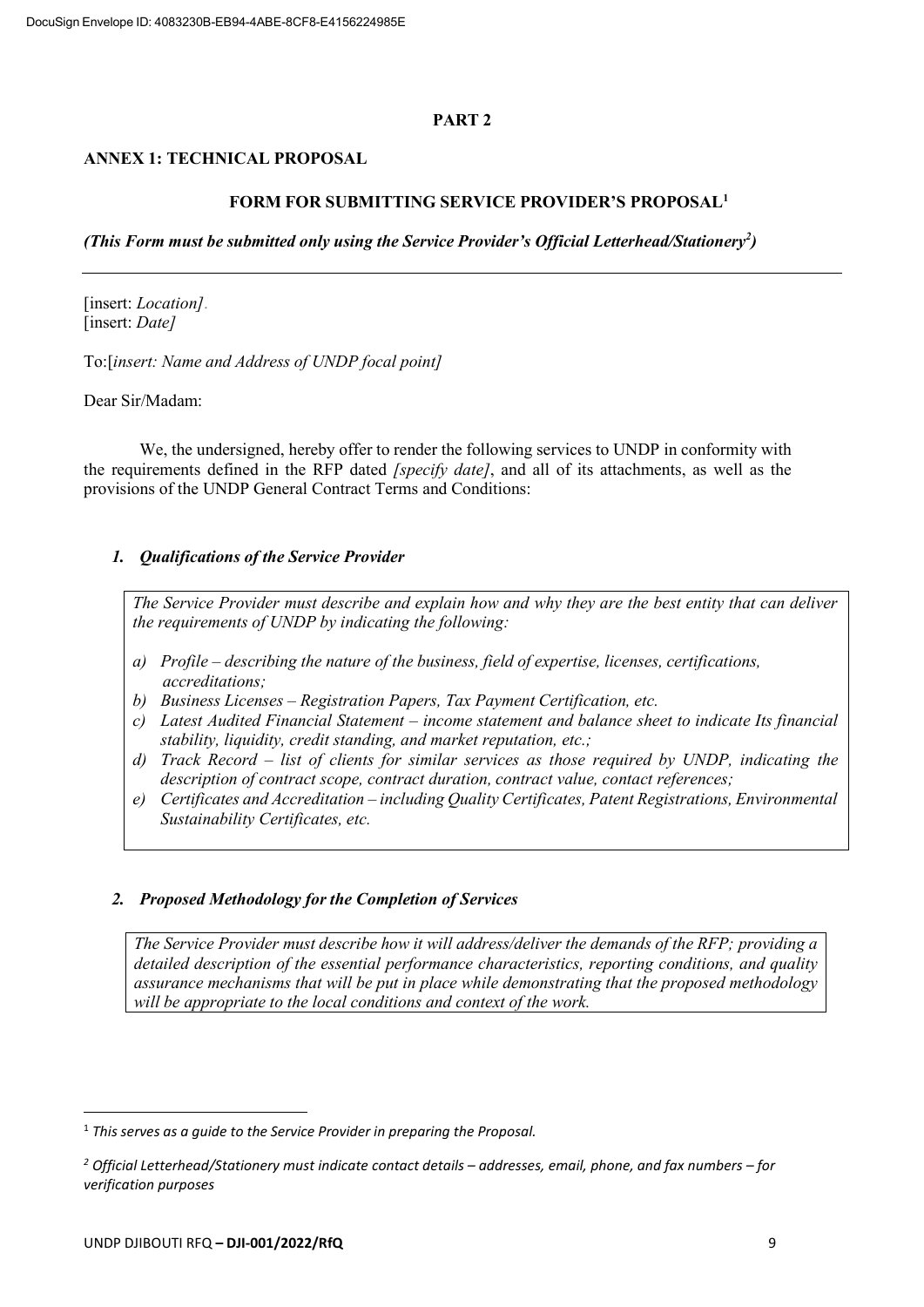**PART 2**

**ANNEX 1: TECHNICAL PROPOSAL**

**FORM FOR SUBMITTING SERVICE PROVIDER'S PROPOSAL[1]**

***(This Form must be submitted only using the Service Provider's Official Letterhead/Stationery[2])***

---

[insert: *Location]*.
[insert: *Date]*

To:[*insert: Name and Address of UNDP focal point]*

Dear Sir/Madam:

We, the undersigned, hereby offer to render the following services to UNDP in conformity with the requirements defined in the RFP dated *[specify date]*, and all of its attachments, as well as the provisions of the UNDP General Contract Terms and Conditions:

### *1. Qualifications of the Service Provider*

*The Service Provider must describe and explain how and why they are the best entity that can deliver the requirements of UNDP by indicating the following:*

*a) Profile – describing the nature of the business, field of expertise, licenses, certifications, accreditations;*
*b) Business Licenses – Registration Papers, Tax Payment Certification, etc.*
*c) Latest Audited Financial Statement – income statement and balance sheet to indicate Its financial stability, liquidity, credit standing, and market reputation, etc.;*
*d) Track Record – list of clients for similar services as those required by UNDP, indicating the description of contract scope, contract duration, contract value, contact references;*
*e) Certificates and Accreditation – including Quality Certificates, Patent Registrations, Environmental Sustainability Certificates, etc.*

### *2. Proposed Methodology for the Completion of Services*

*The Service Provider must describe how it will address/deliver the demands of the RFP; providing a detailed description of the essential performance characteristics, reporting conditions, and quality assurance mechanisms that will be put in place while demonstrating that the proposed methodology will be appropriate to the local conditions and context of the work.*

---

[1] *This serves as a guide to the Service Provider in preparing the Proposal.*

[2] *Official Letterhead/Stationery must indicate contact details – addresses, email, phone, and fax numbers – for verification purposes*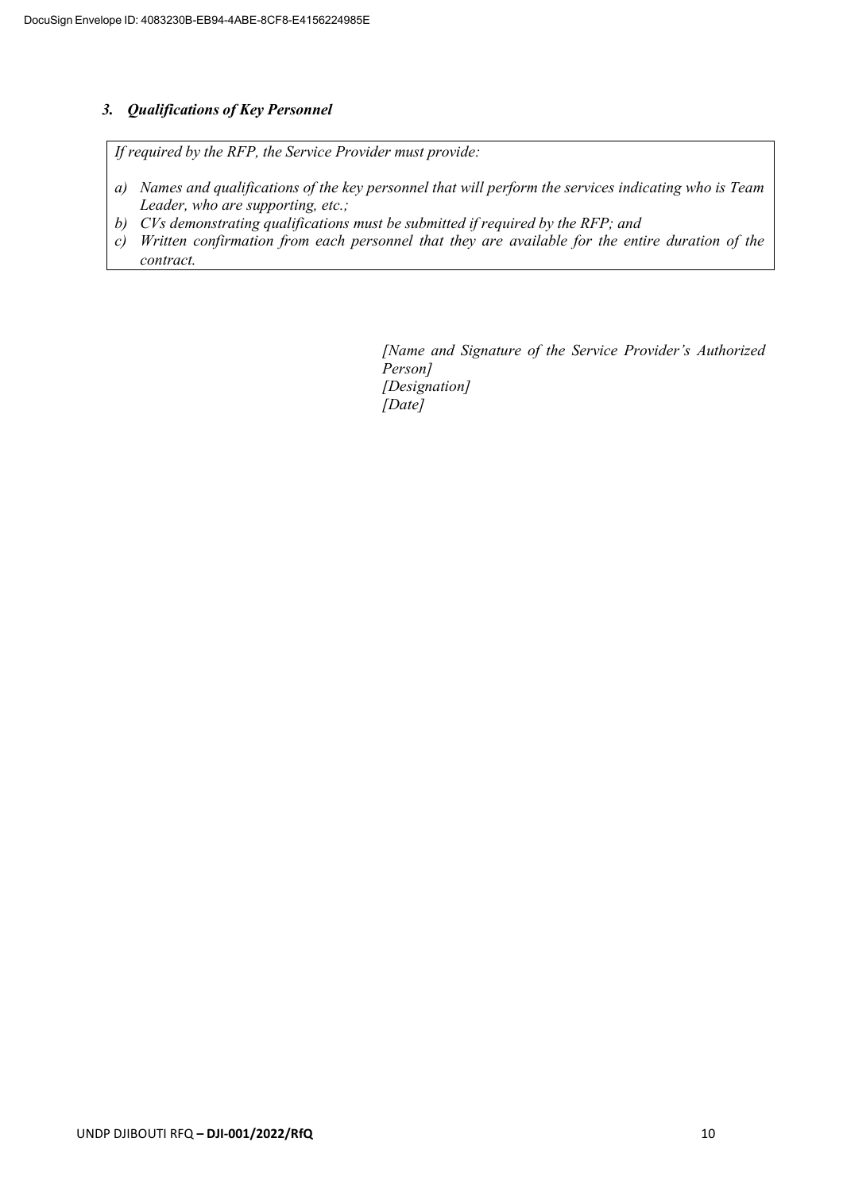### *3. Qualifications of Key Personnel*

*If required by the RFP, the Service Provider must provide:*

*a) Names and qualifications of the key personnel that will perform the services indicating who is Team Leader, who are supporting, etc.;*
*b) CVs demonstrating qualifications must be submitted if required by the RFP; and*
*c) Written confirmation from each personnel that they are available for the entire duration of the contract.*

*[Name and Signature of the Service Provider's Authorized Person]*
*[Designation]*
*[Date]*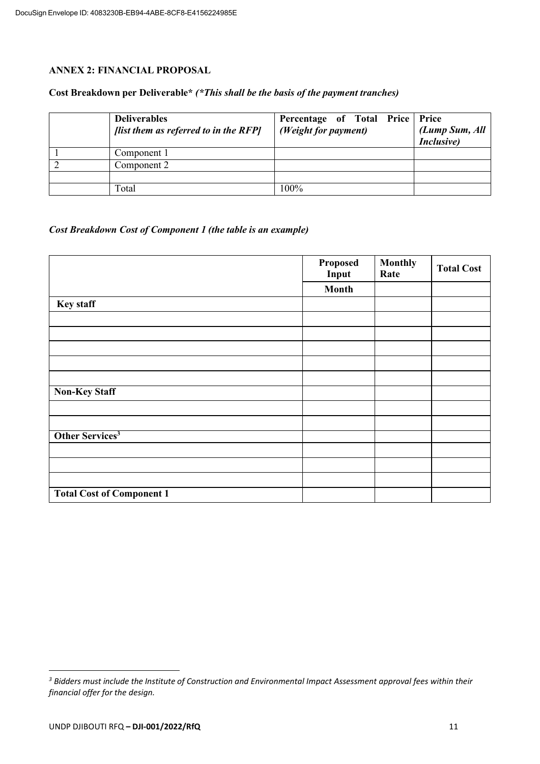## ANNEX 2: FINANCIAL PROPOSAL

**Cost Breakdown per Deliverable*** ***(*This shall be the basis of the payment tranches)***

| | **Deliverables** *[list them as referred to in the RFP]* | **Percentage of Total Price** *(Weight for payment)* | **Price** *(Lump Sum, All Inclusive)* |
|---|---|---|---|
| 1 | Component 1 | | |
| 2 | Component 2 | | |
| | | | |
| | Total | 100% | |

***Cost Breakdown Cost of Component 1 (the table is an example)***

| | **Proposed Input** | **Monthly Rate** | **Total Cost** |
|---|---|---|---|
| | **Month** | | |
| **Key staff** | | | |
| | | | |
| | | | |
| | | | |
| | | | |
| | | | |
| **Non-Key Staff** | | | |
| | | | |
| | | | |
| **Other Services**[3] | | | |
| | | | |
| | | | |
| | | | |
| **Total Cost of Component 1** | | | |

[3] *Bidders must include the Institute of Construction and Environmental Impact Assessment approval fees within their financial offer for the design.*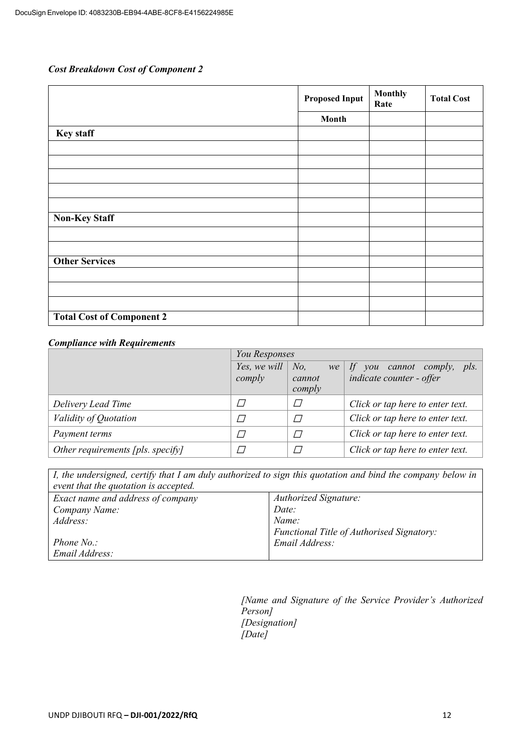*Cost Breakdown Cost of Component 2*

| | Proposed Input | Monthly Rate | Total Cost |
|---|---|---|---|
| | Month | | |
| **Key staff** | | | |
| | | | |
| | | | |
| | | | |
| | | | |
| | | | |
| **Non-Key Staff** | | | |
| | | | |
| | | | |
| **Other Services** | | | |
| | | | |
| | | | |
| | | | |
| **Total Cost of Component 2** | | | |

*Compliance with Requirements*

| | *You Responses* | | |
|---|---|---|---|
| | *Yes, we will comply* | *No, we cannot comply* | *If you cannot comply, pls. indicate counter - offer* |
| *Delivery Lead Time* | ☐ | ☐ | *Click or tap here to enter text.* |
| *Validity of Quotation* | ☐ | ☐ | *Click or tap here to enter text.* |
| *Payment terms* | ☐ | ☐ | *Click or tap here to enter text.* |
| *Other requirements [pls. specify]* | ☐ | ☐ | *Click or tap here to enter text.* |

| *I, the undersigned, certify that I am duly authorized to sign this quotation and bind the company below in event that the quotation is accepted.* | |
|---|---|
| *Exact name and address of company*<br>*Company Name:*<br>*Address:*<br><br>*Phone No.:*<br>*Email Address:* | *Authorized Signature:*<br>*Date:*<br>*Name:*<br>*Functional Title of Authorised Signatory:*<br>*Email Address:* |

*[Name and Signature of the Service Provider's Authorized Person]*
*[Designation]*
*[Date]*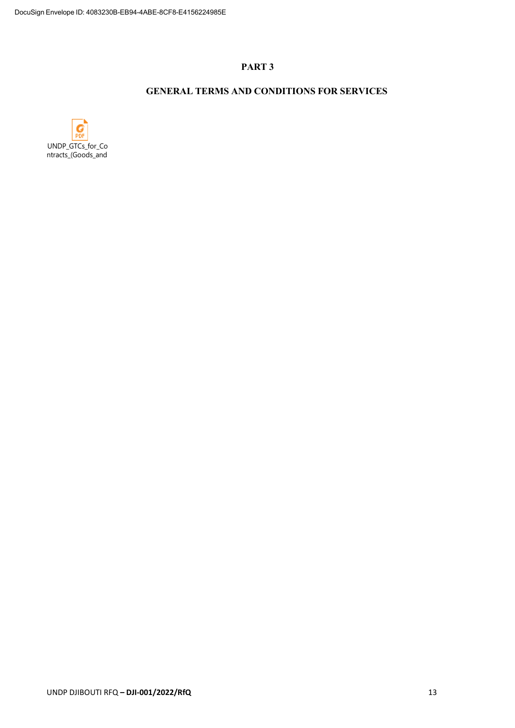# PART 3

## GENERAL TERMS AND CONDITIONS FOR SERVICES

UNDP_GTCs_for_Contracts_(Goods_and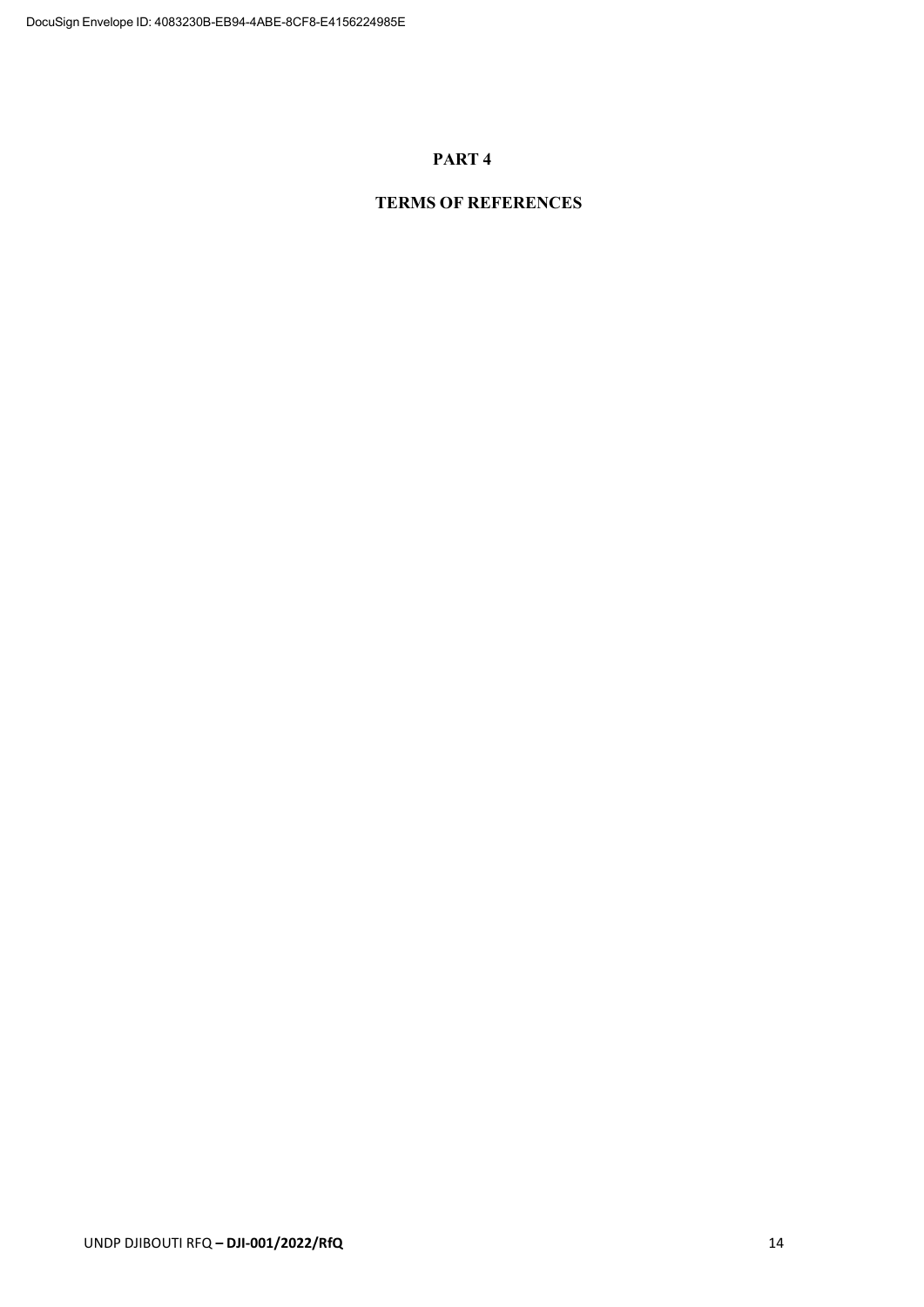# PART 4

## TERMS OF REFERENCES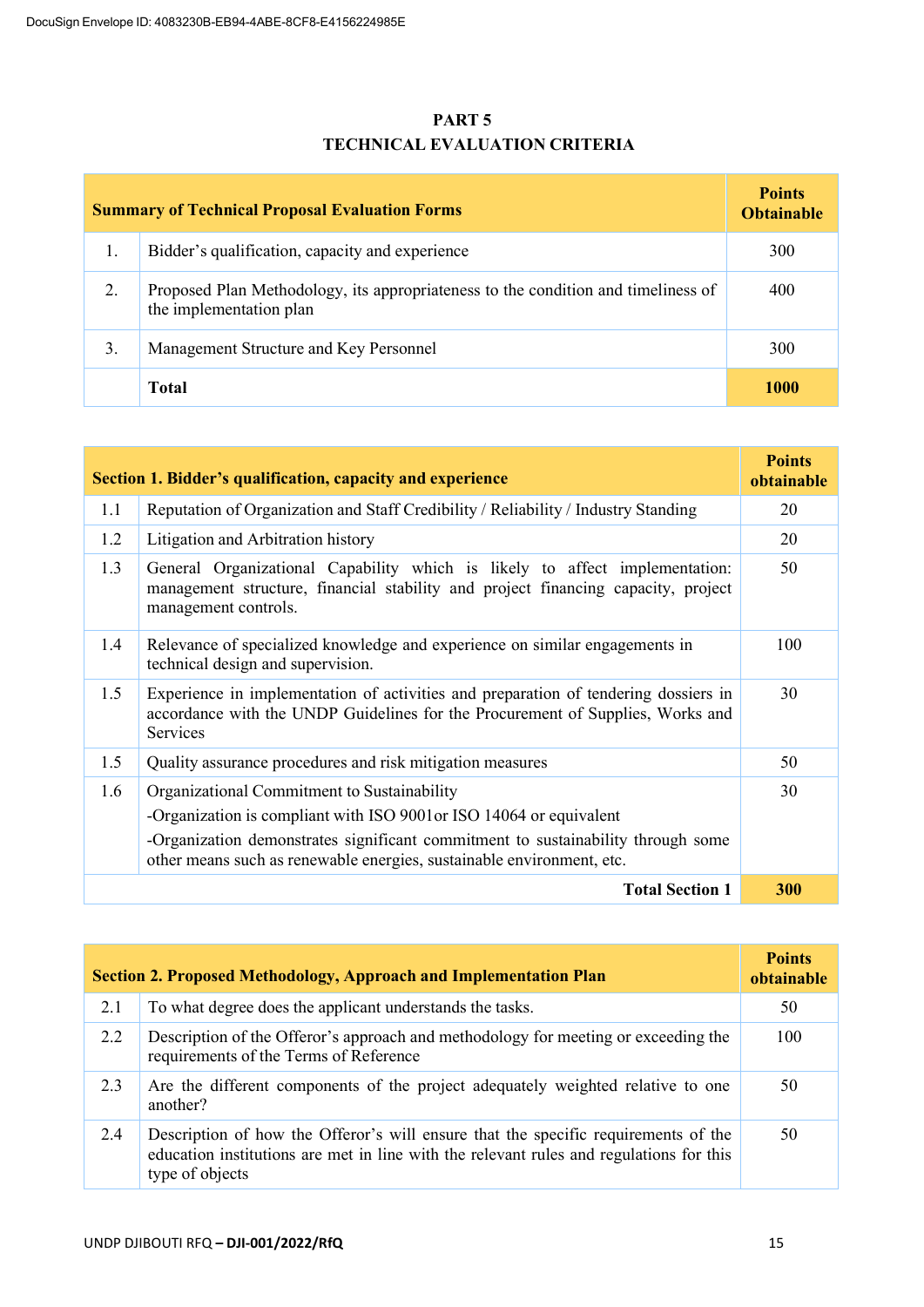# PART 5

# TECHNICAL EVALUATION CRITERIA

| | Summary of Technical Proposal Evaluation Forms | Points Obtainable |
|---|---|---|
| 1. | Bidder's qualification, capacity and experience | 300 |
| 2. | Proposed Plan Methodology, its appropriateness to the condition and timeliness of the implementation plan | 400 |
| 3. | Management Structure and Key Personnel | 300 |
| | **Total** | **1000** |

| | Section 1. Bidder's qualification, capacity and experience | Points obtainable |
|---|---|---|
| 1.1 | Reputation of Organization and Staff Credibility / Reliability / Industry Standing | 20 |
| 1.2 | Litigation and Arbitration history | 20 |
| 1.3 | General Organizational Capability which is likely to affect implementation: management structure, financial stability and project financing capacity, project management controls. | 50 |
| 1.4 | Relevance of specialized knowledge and experience on similar engagements in technical design and supervision. | 100 |
| 1.5 | Experience in implementation of activities and preparation of tendering dossiers in accordance with the UNDP Guidelines for the Procurement of Supplies, Works and Services | 30 |
| 1.5 | Quality assurance procedures and risk mitigation measures | 50 |
| 1.6 | Organizational Commitment to Sustainability<br>-Organization is compliant with ISO 9001or ISO 14064 or equivalent<br>-Organization demonstrates significant commitment to sustainability through some other means such as renewable energies, sustainable environment, etc. | 30 |
| | **Total Section 1** | **300** |

| | Section 2. Proposed Methodology, Approach and Implementation Plan | Points obtainable |
|---|---|---|
| 2.1 | To what degree does the applicant understands the tasks. | 50 |
| 2.2 | Description of the Offeror's approach and methodology for meeting or exceeding the requirements of the Terms of Reference | 100 |
| 2.3 | Are the different components of the project adequately weighted relative to one another? | 50 |
| 2.4 | Description of how the Offeror's will ensure that the specific requirements of the education institutions are met in line with the relevant rules and regulations for this type of objects | 50 |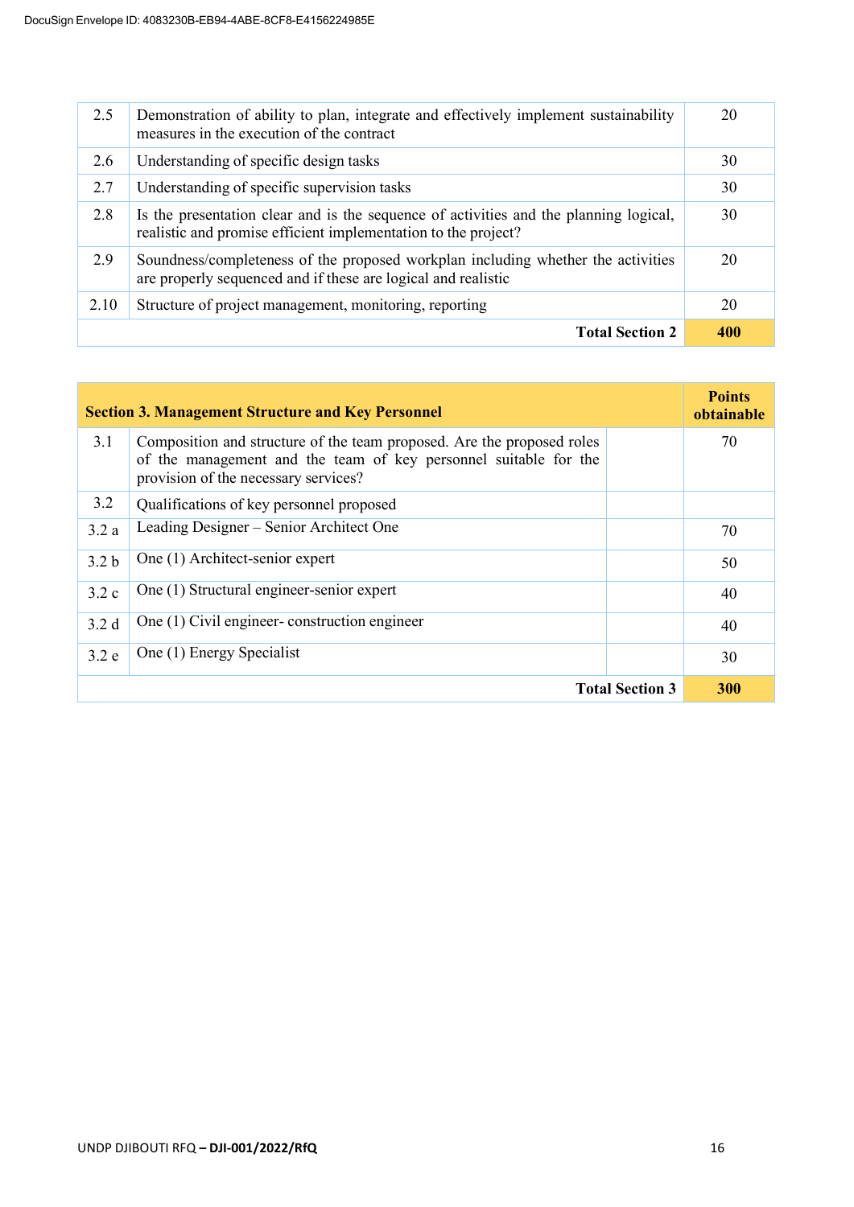| | | |
|---|---|---|
| 2.5 | Demonstration of ability to plan, integrate and effectively implement sustainability measures in the execution of the contract | 20 |
| 2.6 | Understanding of specific design tasks | 30 |
| 2.7 | Understanding of specific supervision tasks | 30 |
| 2.8 | Is the presentation clear and is the sequence of activities and the planning logical, realistic and promise efficient implementation to the project? | 30 |
| 2.9 | Soundness/completeness of the proposed workplan including whether the activities are properly sequenced and if these are logical and realistic | 20 |
| 2.10 | Structure of project management, monitoring, reporting | 20 |
| | **Total Section 2** | **400** |

| **Section 3. Management Structure and Key Personnel** | | | **Points obtainable** |
|---|---|---|---|
| 3.1 | Composition and structure of the team proposed. Are the proposed roles of the management and the team of key personnel suitable for the provision of the necessary services? | | 70 |
| 3.2 | Qualifications of key personnel proposed | | |
| 3.2 a | Leading Designer – Senior Architect One | | 70 |
| 3.2 b | One (1) Architect-senior expert | | 50 |
| 3.2 c | One (1) Structural engineer-senior expert | | 40 |
| 3.2 d | One (1) Civil engineer- construction engineer | | 40 |
| 3.2 e | One (1) Energy Specialist | | 30 |
| | | **Total Section 3** | **300** |